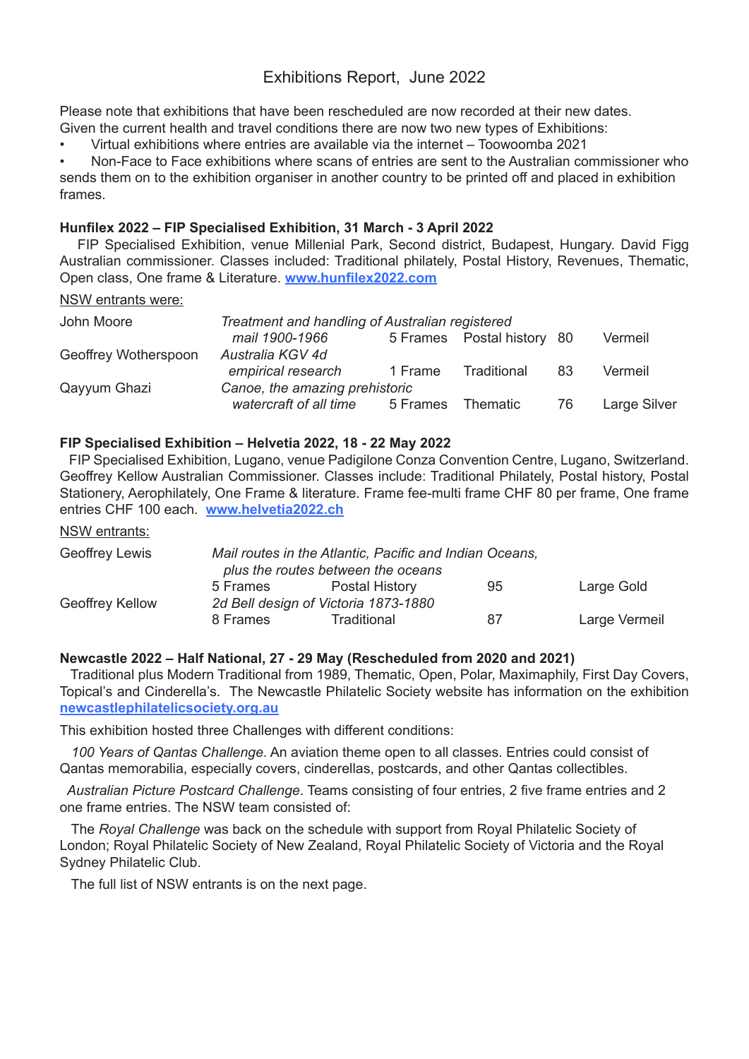# Exhibitions Report, June 2022

Please note that exhibitions that have been rescheduled are now recorded at their new dates.
Given the current health and travel conditions there are now two new types of Exhibitions:

- Virtual exhibitions where entries are available via the internet – Toowoomba 2021
- Non-Face to Face exhibitions where scans of entries are sent to the Australian commissioner who sends them on to the exhibition organiser in another country to be printed off and placed in exhibition frames.

### Hunfilex 2022 – FIP Specialised Exhibition, 31 March - 3 April 2022

FIP Specialised Exhibition, venue Millenial Park, Second district, Budapest, Hungary. David Figg Australian commissioner. Classes included: Traditional philately, Postal History, Revenues, Thematic, Open class, One frame & Literature. [www.hunfilex2022.com](www.hunfilex2022.com)

NSW entrants were:

| Entrant | Exhibit | Frames | Class | Points | Award |
|---|---|---|---|---|---|
| John Moore | *Treatment and handling of Australian registered mail 1900-1966* | 5 Frames | Postal history | 80 | Vermeil |
| Geoffrey Wotherspoon | *Australia KGV 4d empirical research* | 1 Frame | Traditional | 83 | Vermeil |
| Qayyum Ghazi | *Canoe, the amazing prehistoric watercraft of all time* | 5 Frames | Thematic | 76 | Large Silver |

### FIP Specialised Exhibition – Helvetia 2022, 18 - 22 May 2022

FIP Specialised Exhibition, Lugano, venue Padigilone Conza Convention Centre, Lugano, Switzerland. Geoffrey Kellow Australian Commissioner. Classes include: Traditional Philately, Postal history, Postal Stationery, Aerophilately, One Frame & literature. Frame fee-multi frame CHF 80 per frame, One frame entries CHF 100 each. [www.helvetia2022.ch](www.helvetia2022.ch)

NSW entrants:

| Entrant | Exhibit | Frames | Class | Points | Award |
|---|---|---|---|---|---|
| Geoffrey Lewis | *Mail routes in the Atlantic, Pacific and Indian Oceans, plus the routes between the oceans* | 5 Frames | Postal History | 95 | Large Gold |
| Geoffrey Kellow | *2d Bell design of Victoria 1873-1880* | 8 Frames | Traditional | 87 | Large Vermeil |

### Newcastle 2022 – Half National, 27 - 29 May (Rescheduled from 2020 and 2021)

Traditional plus Modern Traditional from 1989, Thematic, Open, Polar, Maximaphily, First Day Covers, Topical's and Cinderella's. The Newcastle Philatelic Society website has information on the exhibition [newcastlephilatelicsociety.org.au](newcastlephilatelicsociety.org.au)

This exhibition hosted three Challenges with different conditions:

*100 Years of Qantas Challenge*. An aviation theme open to all classes. Entries could consist of Qantas memorabilia, especially covers, cinderellas, postcards, and other Qantas collectibles.

*Australian Picture Postcard Challenge*. Teams consisting of four entries, 2 five frame entries and 2 one frame entries. The NSW team consisted of:

The *Royal Challenge* was back on the schedule with support from Royal Philatelic Society of London; Royal Philatelic Society of New Zealand, Royal Philatelic Society of Victoria and the Royal Sydney Philatelic Club.

The full list of NSW entrants is on the next page.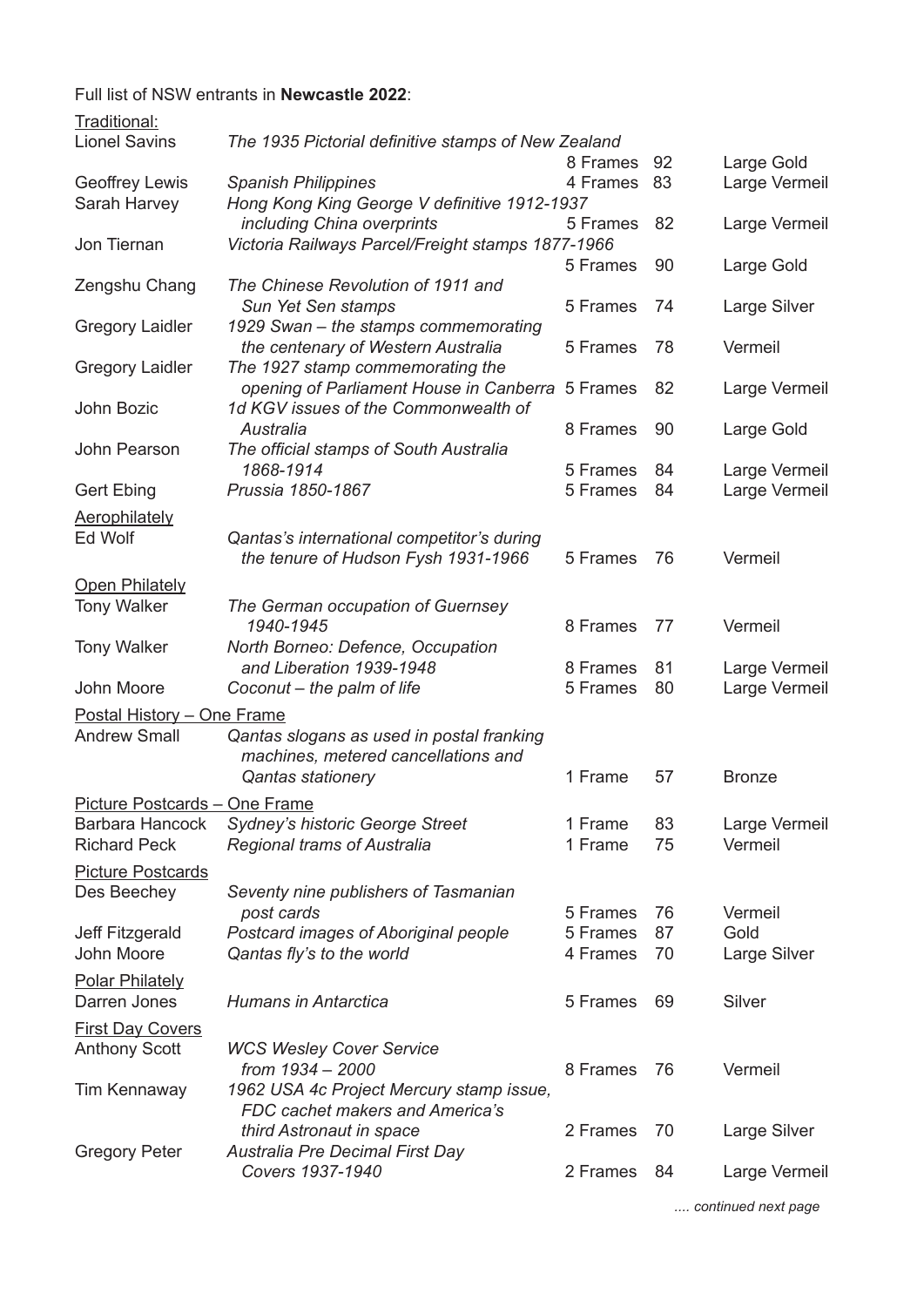Full list of NSW entrants in **Newcastle 2022**:

| | | | | |
|---|---|---|---|---|
| Traditional: | | | | |
| Lionel Savins | *The 1935 Pictorial definitive stamps of New Zealand* | 8 Frames | 92 | Large Gold |
| Geoffrey Lewis | *Spanish Philippines* | 4 Frames | 83 | Large Vermeil |
| Sarah Harvey | *Hong Kong King George V definitive 1912-1937 including China overprints* | 5 Frames | 82 | Large Vermeil |
| Jon Tiernan | *Victoria Railways Parcel/Freight stamps 1877-1966* | 5 Frames | 90 | Large Gold |
| Zengshu Chang | *The Chinese Revolution of 1911 and Sun Yet Sen stamps* | 5 Frames | 74 | Large Silver |
| Gregory Laidler | *1929 Swan – the stamps commemorating the centenary of Western Australia* | 5 Frames | 78 | Vermeil |
| Gregory Laidler | *The 1927 stamp commemorating the opening of Parliament House in Canberra* | 5 Frames | 82 | Large Vermeil |
| John Bozic | *1d KGV issues of the Commonwealth of Australia* | 8 Frames | 90 | Large Gold |
| John Pearson | *The official stamps of South Australia 1868-1914* | 5 Frames | 84 | Large Vermeil |
| Gert Ebing | *Prussia 1850-1867* | 5 Frames | 84 | Large Vermeil |
| Aerophilately | | | | |
| Ed Wolf | *Qantas's international competitor's during the tenure of Hudson Fysh 1931-1966* | 5 Frames | 76 | Vermeil |
| Open Philately | | | | |
| Tony Walker | *The German occupation of Guernsey 1940-1945* | 8 Frames | 77 | Vermeil |
| Tony Walker | *North Borneo: Defence, Occupation and Liberation 1939-1948* | 8 Frames | 81 | Large Vermeil |
| John Moore | *Coconut – the palm of life* | 5 Frames | 80 | Large Vermeil |
| Postal History – One Frame | | | | |
| Andrew Small | *Qantas slogans as used in postal franking machines, metered cancellations and Qantas stationery* | 1 Frame | 57 | Bronze |
| Picture Postcards – One Frame | | | | |
| Barbara Hancock | *Sydney's historic George Street* | 1 Frame | 83 | Large Vermeil |
| Richard Peck | *Regional trams of Australia* | 1 Frame | 75 | Vermeil |
| Picture Postcards | | | | |
| Des Beechey | *Seventy nine publishers of Tasmanian post cards* | 5 Frames | 76 | Vermeil |
| Jeff Fitzgerald | *Postcard images of Aboriginal people* | 5 Frames | 87 | Gold |
| John Moore | *Qantas fly's to the world* | 4 Frames | 70 | Large Silver |
| Polar Philately | | | | |
| Darren Jones | *Humans in Antarctica* | 5 Frames | 69 | Silver |
| First Day Covers | | | | |
| Anthony Scott | *WCS Wesley Cover Service from 1934 – 2000* | 8 Frames | 76 | Vermeil |
| Tim Kennaway | *1962 USA 4c Project Mercury stamp issue, FDC cachet makers and America's third Astronaut in space* | 2 Frames | 70 | Large Silver |
| Gregory Peter | *Australia Pre Decimal First Day Covers 1937-1940* | 2 Frames | 84 | Large Vermeil |

*.... continued next page*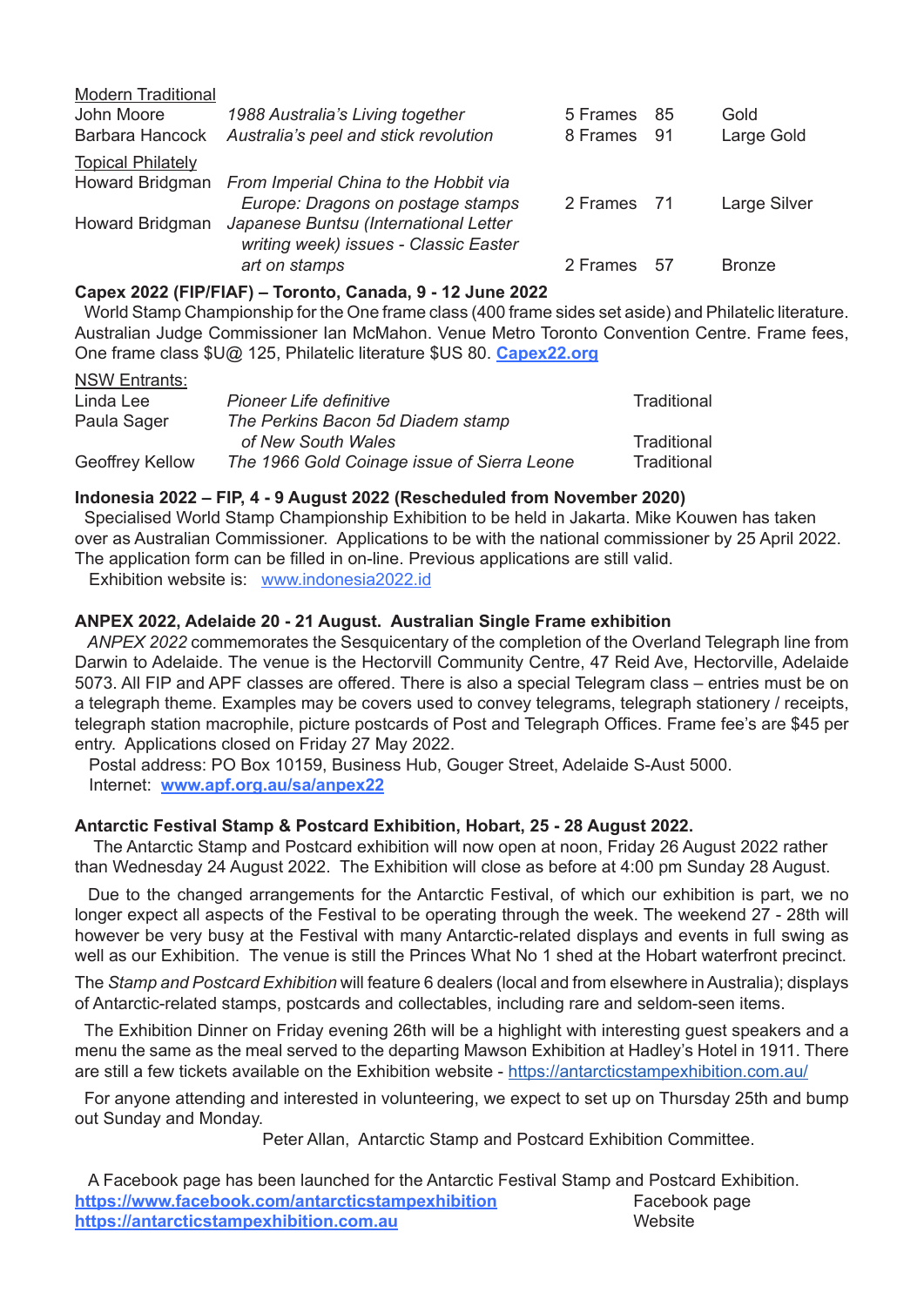<u>Modern Traditional</u>

| | | | | |
|---|---|---|---|---|
| John Moore | *1988 Australia's Living together* | 5 Frames | 85 | Gold |
| Barbara Hancock | *Australia's peel and stick revolution* | 8 Frames | 91 | Large Gold |

<u>Topical Philately</u>

| | | | | |
|---|---|---|---|---|
| Howard Bridgman | *From Imperial China to the Hobbit via Europe: Dragons on postage stamps* | 2 Frames | 71 | Large Silver |
| Howard Bridgman | *Japanese Buntsu (International Letter writing week) issues - Classic Easter art on stamps* | 2 Frames | 57 | Bronze |

**Capex 2022 (FIP/FIAF) – Toronto, Canada, 9 - 12 June 2022**

World Stamp Championship for the One frame class (400 frame sides set aside) and Philatelic literature. Australian Judge Commissioner Ian McMahon. Venue Metro Toronto Convention Centre. Frame fees, One frame class $U@ 125, Philatelic literature $US 80. **Capex22.org**

<u>NSW Entrants:</u>

| | | |
|---|---|---|
| Linda Lee | *Pioneer Life definitive* | Traditional |
| Paula Sager | *The Perkins Bacon 5d Diadem stamp of New South Wales* | Traditional |
| Geoffrey Kellow | *The 1966 Gold Coinage issue of Sierra Leone* | Traditional |

**Indonesia 2022 – FIP, 4 - 9 August 2022 (Rescheduled from November 2020)**

Specialised World Stamp Championship Exhibition to be held in Jakarta. Mike Kouwen has taken over as Australian Commissioner. Applications to be with the national commissioner by 25 April 2022. The application form can be filled in on-line. Previous applications are still valid.

Exhibition website is: www.indonesia2022.id

**ANPEX 2022, Adelaide 20 - 21 August. Australian Single Frame exhibition**

*ANPEX 2022* commemorates the Sesquicentary of the completion of the Overland Telegraph line from Darwin to Adelaide. The venue is the Hectorvill Community Centre, 47 Reid Ave, Hectorville, Adelaide 5073. All FIP and APF classes are offered. There is also a special Telegram class – entries must be on a telegraph theme. Examples may be covers used to convey telegrams, telegraph stationery / receipts, telegraph station macrophile, picture postcards of Post and Telegraph Offices. Frame fee's are $45 per entry. Applications closed on Friday 27 May 2022.

Postal address: PO Box 10159, Business Hub, Gouger Street, Adelaide S-Aust 5000.
Internet: **www.apf.org.au/sa/anpex22**

**Antarctic Festival Stamp & Postcard Exhibition, Hobart, 25 - 28 August 2022.**

The Antarctic Stamp and Postcard exhibition will now open at noon, Friday 26 August 2022 rather than Wednesday 24 August 2022. The Exhibition will close as before at 4:00 pm Sunday 28 August.

Due to the changed arrangements for the Antarctic Festival, of which our exhibition is part, we no longer expect all aspects of the Festival to be operating through the week. The weekend 27 - 28th will however be very busy at the Festival with many Antarctic-related displays and events in full swing as well as our Exhibition. The venue is still the Princes What No 1 shed at the Hobart waterfront precinct.

The *Stamp and Postcard Exhibition* will feature 6 dealers (local and from elsewhere in Australia); displays of Antarctic-related stamps, postcards and collectables, including rare and seldom-seen items.

The Exhibition Dinner on Friday evening 26th will be a highlight with interesting guest speakers and a menu the same as the meal served to the departing Mawson Exhibition at Hadley's Hotel in 1911. There are still a few tickets available on the Exhibition website - https://antarcticstampexhibition.com.au/

For anyone attending and interested in volunteering, we expect to set up on Thursday 25th and bump out Sunday and Monday.

Peter Allan, Antarctic Stamp and Postcard Exhibition Committee.

A Facebook page has been launched for the Antarctic Festival Stamp and Postcard Exhibition.

**https://www.facebook.com/antarcticstampexhibition** Facebook page
**https://antarcticstampexhibition.com.au** Website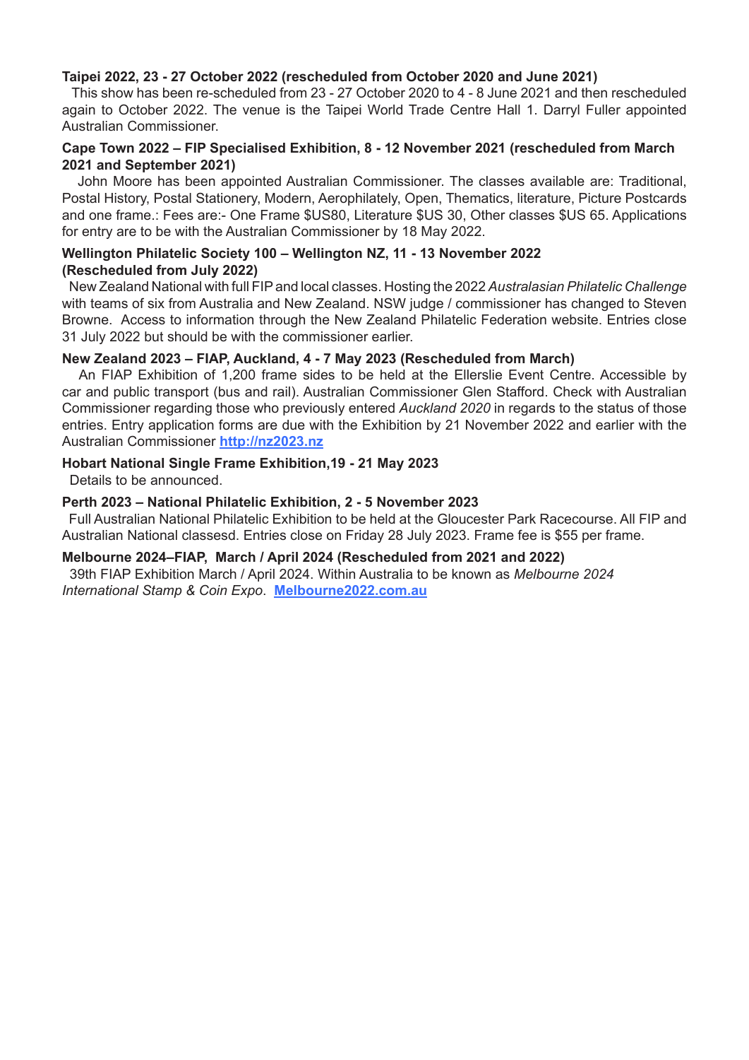**Taipei 2022, 23 - 27 October 2022 (rescheduled from October 2020 and June 2021)**

This show has been re-scheduled from 23 - 27 October 2020 to 4 - 8 June 2021 and then rescheduled again to October 2022. The venue is the Taipei World Trade Centre Hall 1. Darryl Fuller appointed Australian Commissioner.

**Cape Town 2022 – FIP Specialised Exhibition, 8 - 12 November 2021 (rescheduled from March 2021 and September 2021)**

John Moore has been appointed Australian Commissioner. The classes available are: Traditional, Postal History, Postal Stationery, Modern, Aerophilately, Open, Thematics, literature, Picture Postcards and one frame.: Fees are:- One Frame $US80, Literature $US 30, Other classes $US 65. Applications for entry are to be with the Australian Commissioner by 18 May 2022.

**Wellington Philatelic Society 100 – Wellington NZ, 11 - 13 November 2022 (Rescheduled from July 2022)**

New Zealand National with full FIP and local classes. Hosting the 2022 *Australasian Philatelic Challenge* with teams of six from Australia and New Zealand. NSW judge / commissioner has changed to Steven Browne. Access to information through the New Zealand Philatelic Federation website. Entries close 31 July 2022 but should be with the commissioner earlier.

**New Zealand 2023 – FIAP, Auckland, 4 - 7 May 2023 (Rescheduled from March)**

An FIAP Exhibition of 1,200 frame sides to be held at the Ellerslie Event Centre. Accessible by car and public transport (bus and rail). Australian Commissioner Glen Stafford. Check with Australian Commissioner regarding those who previously entered *Auckland 2020* in regards to the status of those entries. Entry application forms are due with the Exhibition by 21 November 2022 and earlier with the Australian Commissioner **http://nz2023.nz**

**Hobart National Single Frame Exhibition,19 - 21 May 2023**

Details to be announced.

**Perth 2023 – National Philatelic Exhibition, 2 - 5 November 2023**

Full Australian National Philatelic Exhibition to be held at the Gloucester Park Racecourse. All FIP and Australian National classesd. Entries close on Friday 28 July 2023. Frame fee is $55 per frame.

**Melbourne 2024–FIAP, March / April 2024 (Rescheduled from 2021 and 2022)**

39th FIAP Exhibition March / April 2024. Within Australia to be known as *Melbourne 2024 International Stamp & Coin Expo*. **Melbourne2022.com.au**